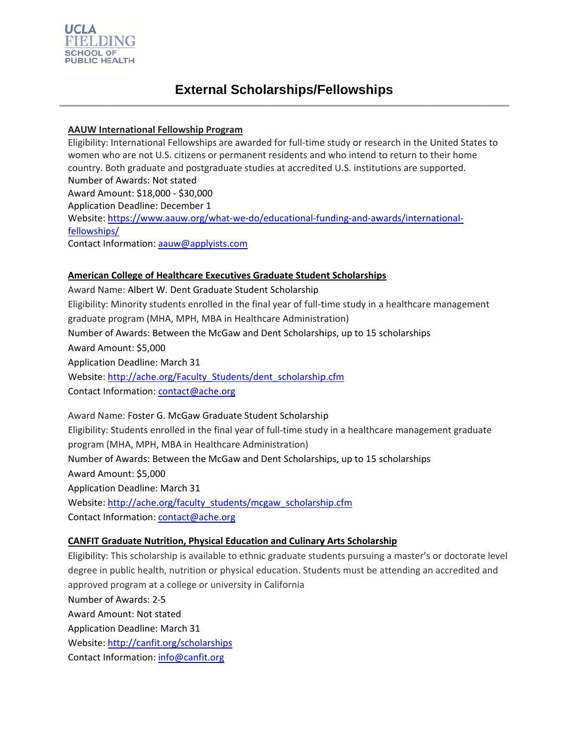UCLA FIELDING SCHOOL OF PUBLIC HEALTH

# External Scholarships/Fellowships

**AAUW International Fellowship Program**

Eligibility: International Fellowships are awarded for full-time study or research in the United States to women who are not U.S. citizens or permanent residents and who intend to return to their home country. Both graduate and postgraduate studies at accredited U.S. institutions are supported.
Number of Awards: Not stated
Award Amount: $18,000 - $30,000
Application Deadline: December 1
Website: https://www.aauw.org/what-we-do/educational-funding-and-awards/international-fellowships/
Contact Information: aauw@applyists.com

**American College of Healthcare Executives Graduate Student Scholarships**

Award Name: Albert W. Dent Graduate Student Scholarship
Eligibility: Minority students enrolled in the final year of full-time study in a healthcare management graduate program (MHA, MPH, MBA in Healthcare Administration)
Number of Awards: Between the McGaw and Dent Scholarships, up to 15 scholarships
Award Amount: $5,000
Application Deadline: March 31
Website: http://ache.org/Faculty_Students/dent_scholarship.cfm
Contact Information: contact@ache.org

Award Name: Foster G. McGaw Graduate Student Scholarship
Eligibility: Students enrolled in the final year of full-time study in a healthcare management graduate program (MHA, MPH, MBA in Healthcare Administration)
Number of Awards: Between the McGaw and Dent Scholarships, up to 15 scholarships
Award Amount: $5,000
Application Deadline: March 31
Website: http://ache.org/faculty_students/mcgaw_scholarship.cfm
Contact Information: contact@ache.org

**CANFIT Graduate Nutrition, Physical Education and Culinary Arts Scholarship**

Eligibility: This scholarship is available to ethnic graduate students pursuing a master's or doctorate level degree in public health, nutrition or physical education. Students must be attending an accredited and approved program at a college or university in California
Number of Awards: 2-5
Award Amount: Not stated
Application Deadline: March 31
Website: http://canfit.org/scholarships
Contact Information: info@canfit.org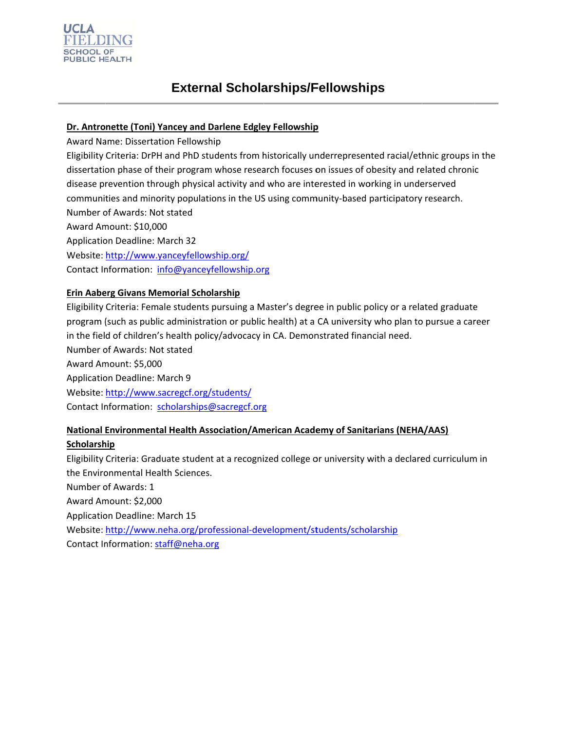# External Scholarships/Fellowships

**Dr. Antronette (Toni) Yancey and Darlene Edgley Fellowship**

Award Name: Dissertation Fellowship

Eligibility Criteria: DrPH and PhD students from historically underrepresented racial/ethnic groups in the dissertation phase of their program whose research focuses on issues of obesity and related chronic disease prevention through physical activity and who are interested in working in underserved communities and minority populations in the US using community-based participatory research.

Number of Awards: Not stated

Award Amount: $10,000

Application Deadline: March 32

Website: http://www.yanceyfellowship.org/

Contact Information: info@yanceyfellowship.org

**Erin Aaberg Givans Memorial Scholarship**

Eligibility Criteria: Female students pursuing a Master's degree in public policy or a related graduate program (such as public administration or public health) at a CA university who plan to pursue a career in the field of children's health policy/advocacy in CA. Demonstrated financial need.

Number of Awards: Not stated

Award Amount: $5,000

Application Deadline: March 9

Website: http://www.sacregcf.org/students/

Contact Information: scholarships@sacregcf.org

**National Environmental Health Association/American Academy of Sanitarians (NEHA/AAS) Scholarship**

Eligibility Criteria: Graduate student at a recognized college or university with a declared curriculum in the Environmental Health Sciences.

Number of Awards: 1

Award Amount: $2,000

Application Deadline: March 15

Website: http://www.neha.org/professional-development/students/scholarship

Contact Information: staff@neha.org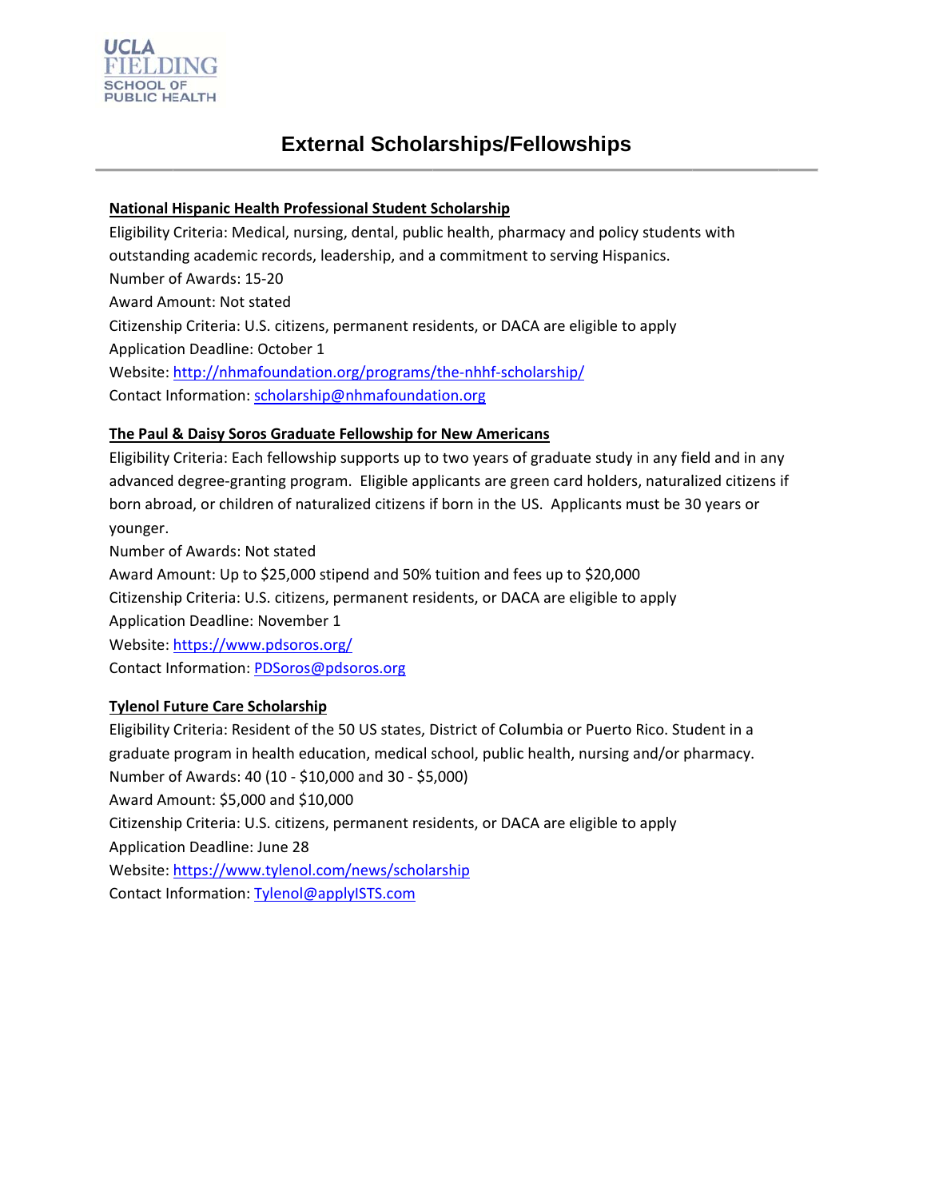UCLA FIELDING SCHOOL OF PUBLIC HEALTH

# External Scholarships/Fellowships

**National Hispanic Health Professional Student Scholarship**

Eligibility Criteria: Medical, nursing, dental, public health, pharmacy and policy students with outstanding academic records, leadership, and a commitment to serving Hispanics.
Number of Awards: 15-20
Award Amount: Not stated
Citizenship Criteria: U.S. citizens, permanent residents, or DACA are eligible to apply
Application Deadline: October 1
Website: http://nhmafoundation.org/programs/the-nhhf-scholarship/
Contact Information: scholarship@nhmafoundation.org

**The Paul & Daisy Soros Graduate Fellowship for New Americans**

Eligibility Criteria: Each fellowship supports up to two years of graduate study in any field and in any advanced degree-granting program. Eligible applicants are green card holders, naturalized citizens if born abroad, or children of naturalized citizens if born in the US. Applicants must be 30 years or younger.
Number of Awards: Not stated
Award Amount: Up to $25,000 stipend and 50% tuition and fees up to $20,000
Citizenship Criteria: U.S. citizens, permanent residents, or DACA are eligible to apply
Application Deadline: November 1
Website: https://www.pdsoros.org/
Contact Information: PDSoros@pdsoros.org

**Tylenol Future Care Scholarship**

Eligibility Criteria: Resident of the 50 US states, District of Columbia or Puerto Rico. Student in a graduate program in health education, medical school, public health, nursing and/or pharmacy.
Number of Awards: 40 (10 - $10,000 and 30 - $5,000)
Award Amount: $5,000 and $10,000
Citizenship Criteria: U.S. citizens, permanent residents, or DACA are eligible to apply
Application Deadline: June 28
Website: https://www.tylenol.com/news/scholarship
Contact Information: Tylenol@applyISTS.com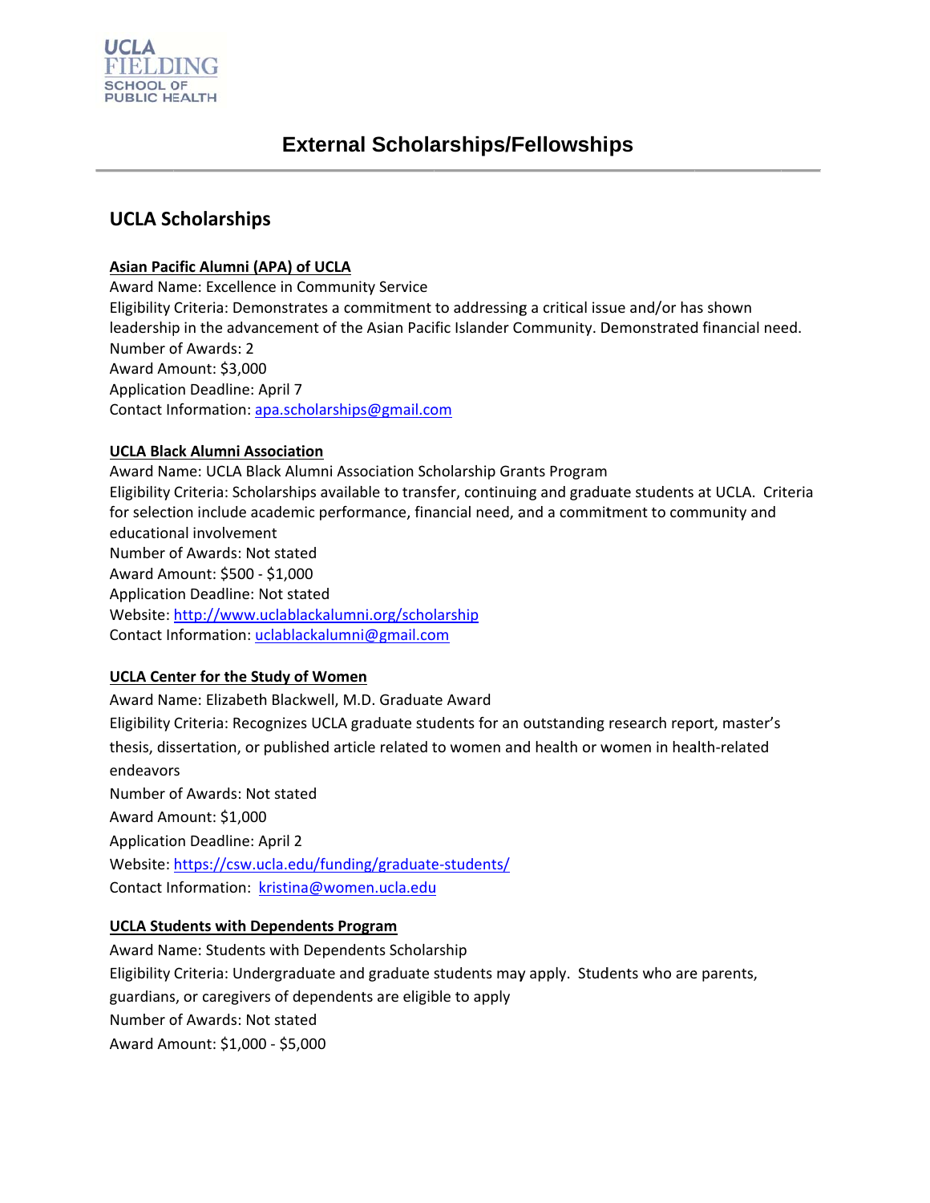# External Scholarships/Fellowships

## UCLA Scholarships

**Asian Pacific Alumni (APA) of UCLA**

Award Name: Excellence in Community Service
Eligibility Criteria: Demonstrates a commitment to addressing a critical issue and/or has shown leadership in the advancement of the Asian Pacific Islander Community. Demonstrated financial need.
Number of Awards: 2
Award Amount: $3,000
Application Deadline: April 7
Contact Information: apa.scholarships@gmail.com

**UCLA Black Alumni Association**

Award Name: UCLA Black Alumni Association Scholarship Grants Program
Eligibility Criteria: Scholarships available to transfer, continuing and graduate students at UCLA. Criteria for selection include academic performance, financial need, and a commitment to community and educational involvement
Number of Awards: Not stated
Award Amount: $500 - $1,000
Application Deadline: Not stated
Website: http://www.uclablackalumni.org/scholarship
Contact Information: uclablackalumni@gmail.com

**UCLA Center for the Study of Women**

Award Name: Elizabeth Blackwell, M.D. Graduate Award
Eligibility Criteria: Recognizes UCLA graduate students for an outstanding research report, master's thesis, dissertation, or published article related to women and health or women in health-related endeavors
Number of Awards: Not stated
Award Amount: $1,000
Application Deadline: April 2
Website: https://csw.ucla.edu/funding/graduate-students/
Contact Information: kristina@women.ucla.edu

**UCLA Students with Dependents Program**

Award Name: Students with Dependents Scholarship
Eligibility Criteria: Undergraduate and graduate students may apply. Students who are parents, guardians, or caregivers of dependents are eligible to apply
Number of Awards: Not stated
Award Amount: $1,000 - $5,000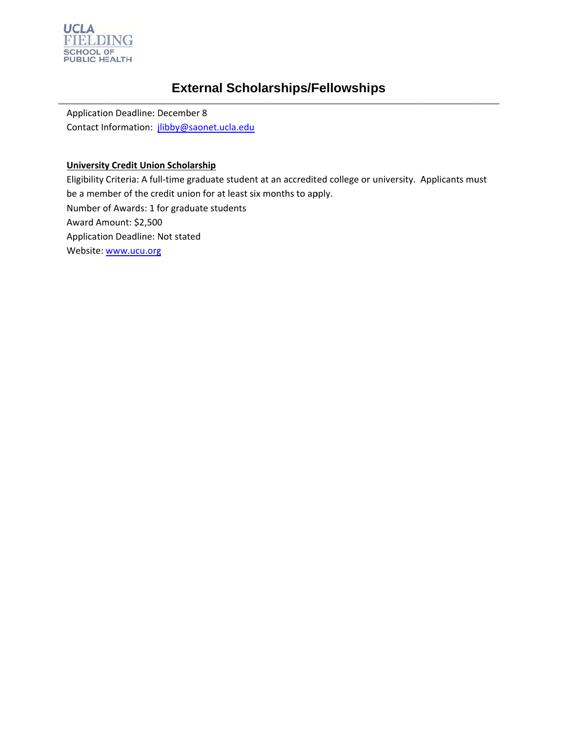Application Deadline: December 8
Contact Information: [jlibby@saonet.ucla.edu](mailto:jlibby@saonet.ucla.edu)

**University Credit Union Scholarship**
Eligibility Criteria: A full-time graduate student at an accredited college or university. Applicants must be a member of the credit union for at least six months to apply.
Number of Awards: 1 for graduate students
Award Amount: $2,500
Application Deadline: Not stated
Website: [www.ucu.org](http://www.ucu.org)